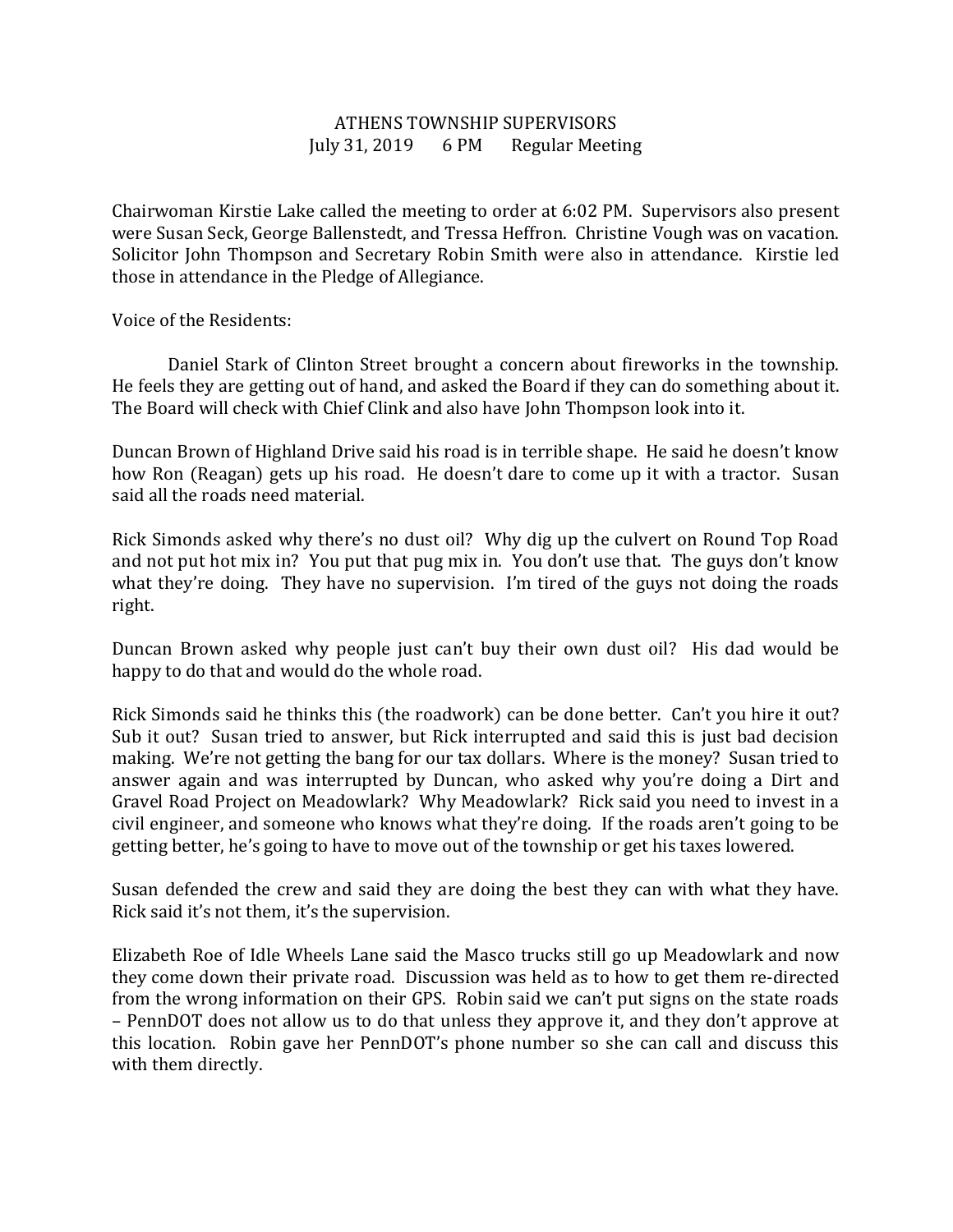# ATHENS TOWNSHIP SUPERVISORS

July 31, 2019 6 PM Regular Meeting

Chairwoman Kirstie Lake called the meeting to order at 6:02 PM. Supervisors also present were Susan Seck, George Ballenstedt, and Tressa Heffron. Christine Vough was on vacation. Solicitor John Thompson and Secretary Robin Smith were also in attendance. Kirstie led those in attendance in the Pledge of Allegiance.

Voice of the Residents:

Daniel Stark of Clinton Street brought a concern about fireworks in the township. He feels they are getting out of hand, and asked the Board if they can do something about it. The Board will check with Chief Clink and also have John Thompson look into it.

Duncan Brown of Highland Drive said his road is in terrible shape. He said he doesn't know how Ron (Reagan) gets up his road. He doesn't dare to come up it with a tractor. Susan said all the roads need material.

Rick Simonds asked why there's no dust oil? Why dig up the culvert on Round Top Road and not put hot mix in? You put that pug mix in. You don't use that. The guys don't know what they're doing. They have no supervision. I'm tired of the guys not doing the roads right.

Duncan Brown asked why people just can't buy their own dust oil? His dad would be happy to do that and would do the whole road.

Rick Simonds said he thinks this (the roadwork) can be done better. Can't you hire it out? Sub it out? Susan tried to answer, but Rick interrupted and said this is just bad decision making. We're not getting the bang for our tax dollars. Where is the money? Susan tried to answer again and was interrupted by Duncan, who asked why you're doing a Dirt and Gravel Road Project on Meadowlark? Why Meadowlark? Rick said you need to invest in a civil engineer, and someone who knows what they're doing. If the roads aren't going to be getting better, he's going to have to move out of the township or get his taxes lowered.

Susan defended the crew and said they are doing the best they can with what they have. Rick said it's not them, it's the supervision.

Elizabeth Roe of Idle Wheels Lane said the Masco trucks still go up Meadowlark and now they come down their private road. Discussion was held as to how to get them re-directed from the wrong information on their GPS. Robin said we can't put signs on the state roads – PennDOT does not allow us to do that unless they approve it, and they don't approve at this location. Robin gave her PennDOT's phone number so she can call and discuss this with them directly.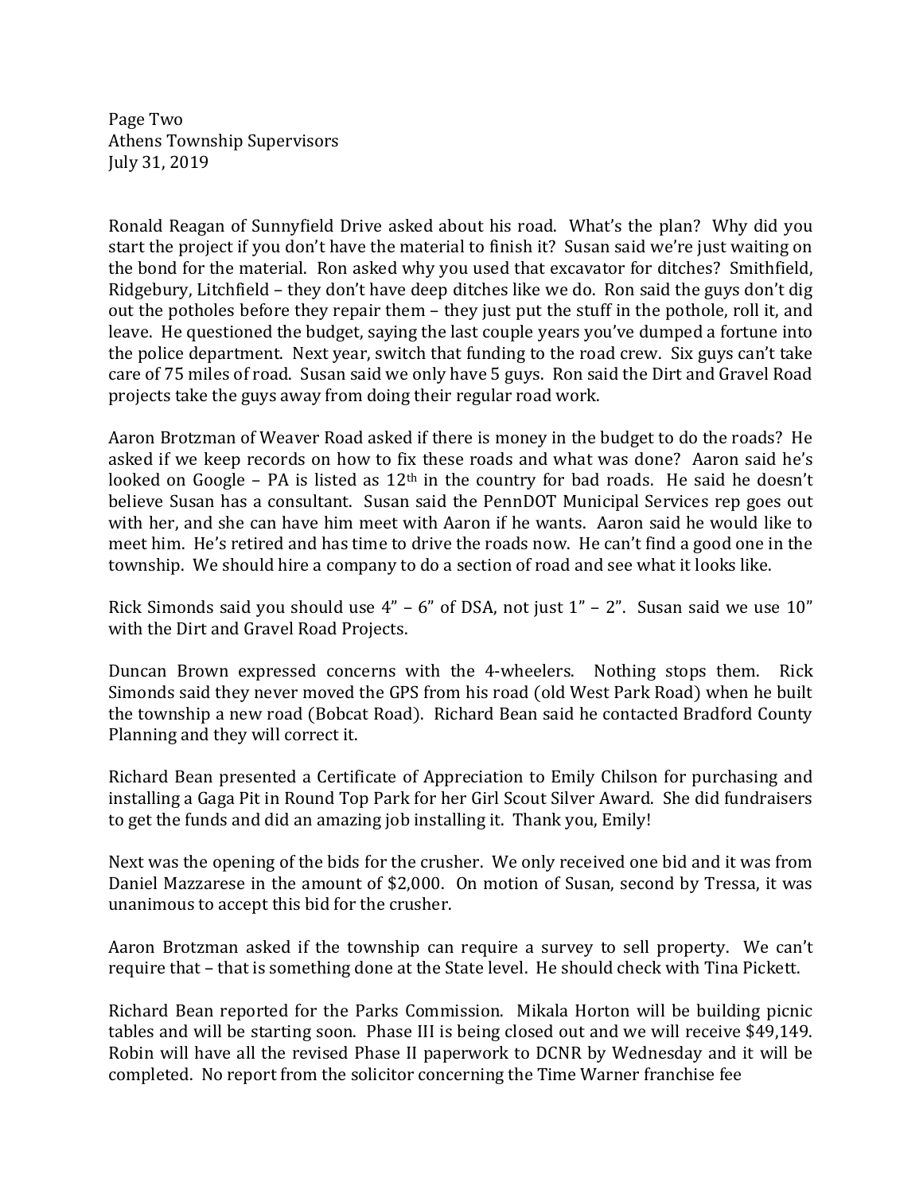Page Two
Athens Township Supervisors
July 31, 2019

Ronald Reagan of Sunnyfield Drive asked about his road. What's the plan? Why did you start the project if you don't have the material to finish it? Susan said we're just waiting on the bond for the material. Ron asked why you used that excavator for ditches? Smithfield, Ridgebury, Litchfield – they don't have deep ditches like we do. Ron said the guys don't dig out the potholes before they repair them – they just put the stuff in the pothole, roll it, and leave. He questioned the budget, saying the last couple years you've dumped a fortune into the police department. Next year, switch that funding to the road crew. Six guys can't take care of 75 miles of road. Susan said we only have 5 guys. Ron said the Dirt and Gravel Road projects take the guys away from doing their regular road work.

Aaron Brotzman of Weaver Road asked if there is money in the budget to do the roads? He asked if we keep records on how to fix these roads and what was done? Aaron said he's looked on Google – PA is listed as 12th in the country for bad roads. He said he doesn't believe Susan has a consultant. Susan said the PennDOT Municipal Services rep goes out with her, and she can have him meet with Aaron if he wants. Aaron said he would like to meet him. He's retired and has time to drive the roads now. He can't find a good one in the township. We should hire a company to do a section of road and see what it looks like.

Rick Simonds said you should use 4" – 6" of DSA, not just 1" – 2". Susan said we use 10" with the Dirt and Gravel Road Projects.

Duncan Brown expressed concerns with the 4-wheelers. Nothing stops them. Rick Simonds said they never moved the GPS from his road (old West Park Road) when he built the township a new road (Bobcat Road). Richard Bean said he contacted Bradford County Planning and they will correct it.

Richard Bean presented a Certificate of Appreciation to Emily Chilson for purchasing and installing a Gaga Pit in Round Top Park for her Girl Scout Silver Award. She did fundraisers to get the funds and did an amazing job installing it. Thank you, Emily!

Next was the opening of the bids for the crusher. We only received one bid and it was from Daniel Mazzarese in the amount of $2,000. On motion of Susan, second by Tressa, it was unanimous to accept this bid for the crusher.

Aaron Brotzman asked if the township can require a survey to sell property. We can't require that – that is something done at the State level. He should check with Tina Pickett.

Richard Bean reported for the Parks Commission. Mikala Horton will be building picnic tables and will be starting soon. Phase III is being closed out and we will receive $49,149. Robin will have all the revised Phase II paperwork to DCNR by Wednesday and it will be completed. No report from the solicitor concerning the Time Warner franchise fee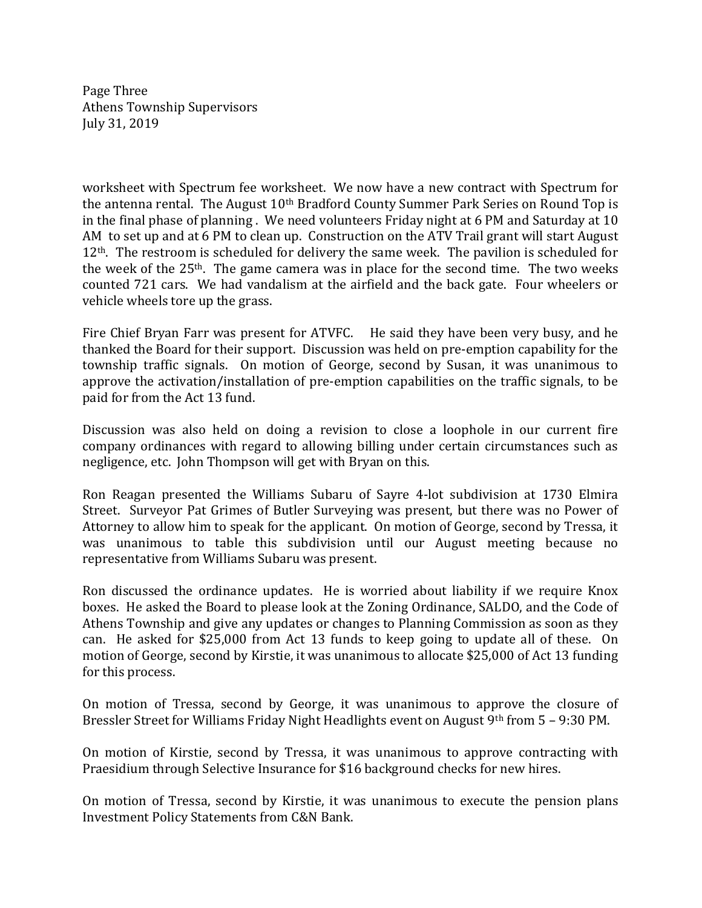worksheet with Spectrum fee worksheet. We now have a new contract with Spectrum for the antenna rental. The August 10th Bradford County Summer Park Series on Round Top is in the final phase of planning . We need volunteers Friday night at 6 PM and Saturday at 10 AM to set up and at 6 PM to clean up. Construction on the ATV Trail grant will start August 12th. The restroom is scheduled for delivery the same week. The pavilion is scheduled for the week of the 25th. The game camera was in place for the second time. The two weeks counted 721 cars. We had vandalism at the airfield and the back gate. Four wheelers or vehicle wheels tore up the grass.

Fire Chief Bryan Farr was present for ATVFC. He said they have been very busy, and he thanked the Board for their support. Discussion was held on pre-emption capability for the township traffic signals. On motion of George, second by Susan, it was unanimous to approve the activation/installation of pre-emption capabilities on the traffic signals, to be paid for from the Act 13 fund.

Discussion was also held on doing a revision to close a loophole in our current fire company ordinances with regard to allowing billing under certain circumstances such as negligence, etc. John Thompson will get with Bryan on this.

Ron Reagan presented the Williams Subaru of Sayre 4-lot subdivision at 1730 Elmira Street. Surveyor Pat Grimes of Butler Surveying was present, but there was no Power of Attorney to allow him to speak for the applicant. On motion of George, second by Tressa, it was unanimous to table this subdivision until our August meeting because no representative from Williams Subaru was present.

Ron discussed the ordinance updates. He is worried about liability if we require Knox boxes. He asked the Board to please look at the Zoning Ordinance, SALDO, and the Code of Athens Township and give any updates or changes to Planning Commission as soon as they can. He asked for $25,000 from Act 13 funds to keep going to update all of these. On motion of George, second by Kirstie, it was unanimous to allocate $25,000 of Act 13 funding for this process.

On motion of Tressa, second by George, it was unanimous to approve the closure of Bressler Street for Williams Friday Night Headlights event on August 9th from 5 – 9:30 PM.

On motion of Kirstie, second by Tressa, it was unanimous to approve contracting with Praesidium through Selective Insurance for $16 background checks for new hires.

On motion of Tressa, second by Kirstie, it was unanimous to execute the pension plans Investment Policy Statements from C&N Bank.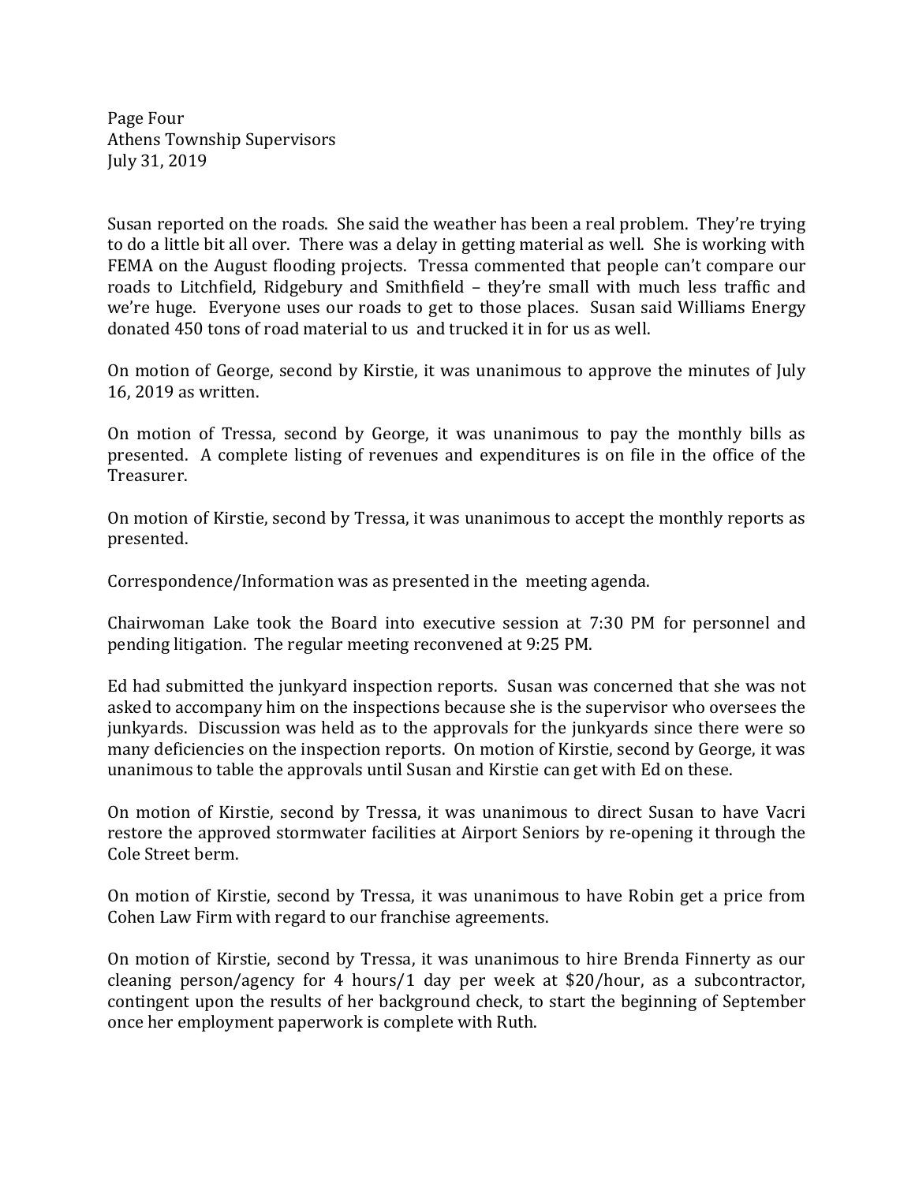Susan reported on the roads. She said the weather has been a real problem. They're trying to do a little bit all over. There was a delay in getting material as well. She is working with FEMA on the August flooding projects. Tressa commented that people can't compare our roads to Litchfield, Ridgebury and Smithfield – they're small with much less traffic and we're huge. Everyone uses our roads to get to those places. Susan said Williams Energy donated 450 tons of road material to us and trucked it in for us as well.

On motion of George, second by Kirstie, it was unanimous to approve the minutes of July 16, 2019 as written.

On motion of Tressa, second by George, it was unanimous to pay the monthly bills as presented. A complete listing of revenues and expenditures is on file in the office of the Treasurer.

On motion of Kirstie, second by Tressa, it was unanimous to accept the monthly reports as presented.

Correspondence/Information was as presented in the meeting agenda.

Chairwoman Lake took the Board into executive session at 7:30 PM for personnel and pending litigation. The regular meeting reconvened at 9:25 PM.

Ed had submitted the junkyard inspection reports. Susan was concerned that she was not asked to accompany him on the inspections because she is the supervisor who oversees the junkyards. Discussion was held as to the approvals for the junkyards since there were so many deficiencies on the inspection reports. On motion of Kirstie, second by George, it was unanimous to table the approvals until Susan and Kirstie can get with Ed on these.

On motion of Kirstie, second by Tressa, it was unanimous to direct Susan to have Vacri restore the approved stormwater facilities at Airport Seniors by re-opening it through the Cole Street berm.

On motion of Kirstie, second by Tressa, it was unanimous to have Robin get a price from Cohen Law Firm with regard to our franchise agreements.

On motion of Kirstie, second by Tressa, it was unanimous to hire Brenda Finnerty as our cleaning person/agency for 4 hours/1 day per week at $20/hour, as a subcontractor, contingent upon the results of her background check, to start the beginning of September once her employment paperwork is complete with Ruth.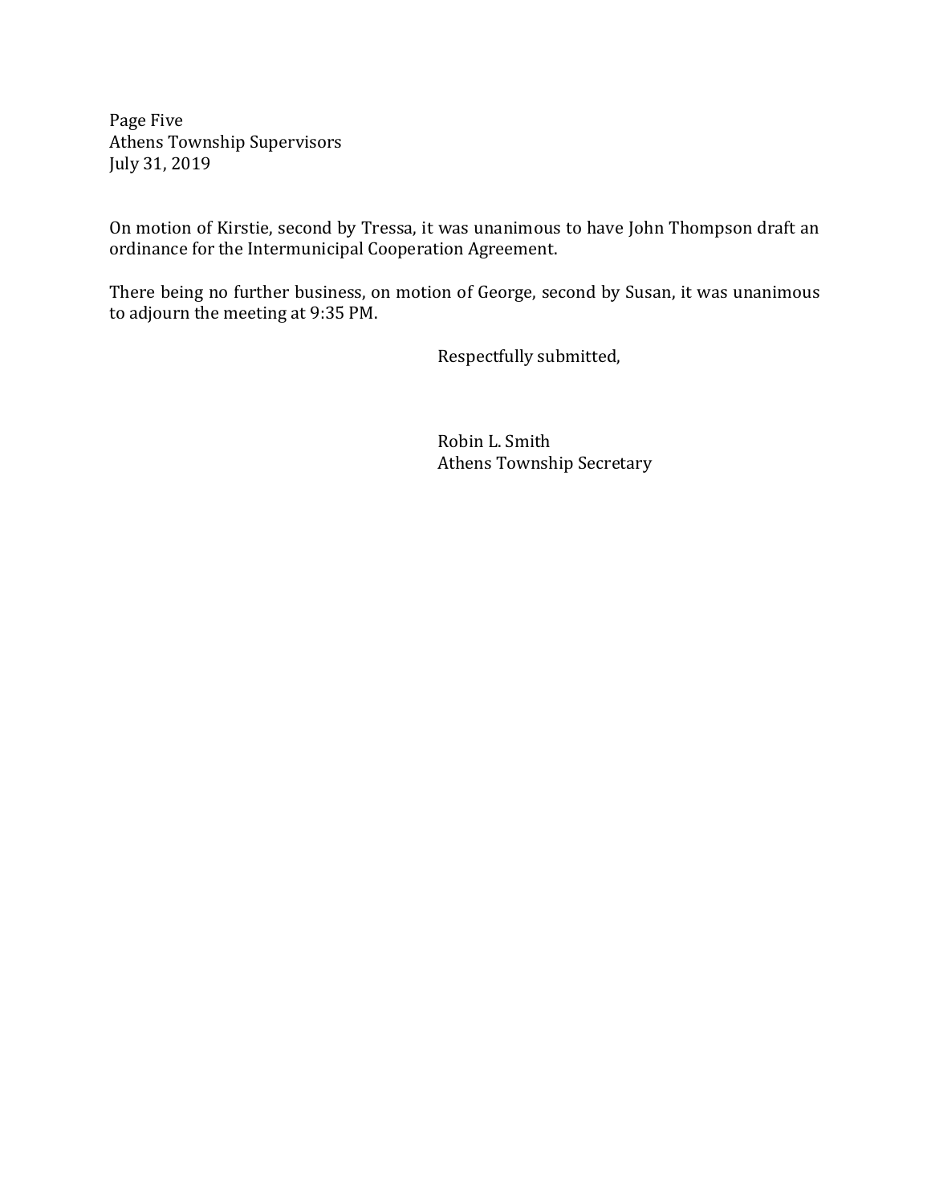On motion of Kirstie, second by Tressa, it was unanimous to have John Thompson draft an ordinance for the Intermunicipal Cooperation Agreement.

There being no further business, on motion of George, second by Susan, it was unanimous to adjourn the meeting at 9:35 PM.

Respectfully submitted,

Robin L. Smith
Athens Township Secretary